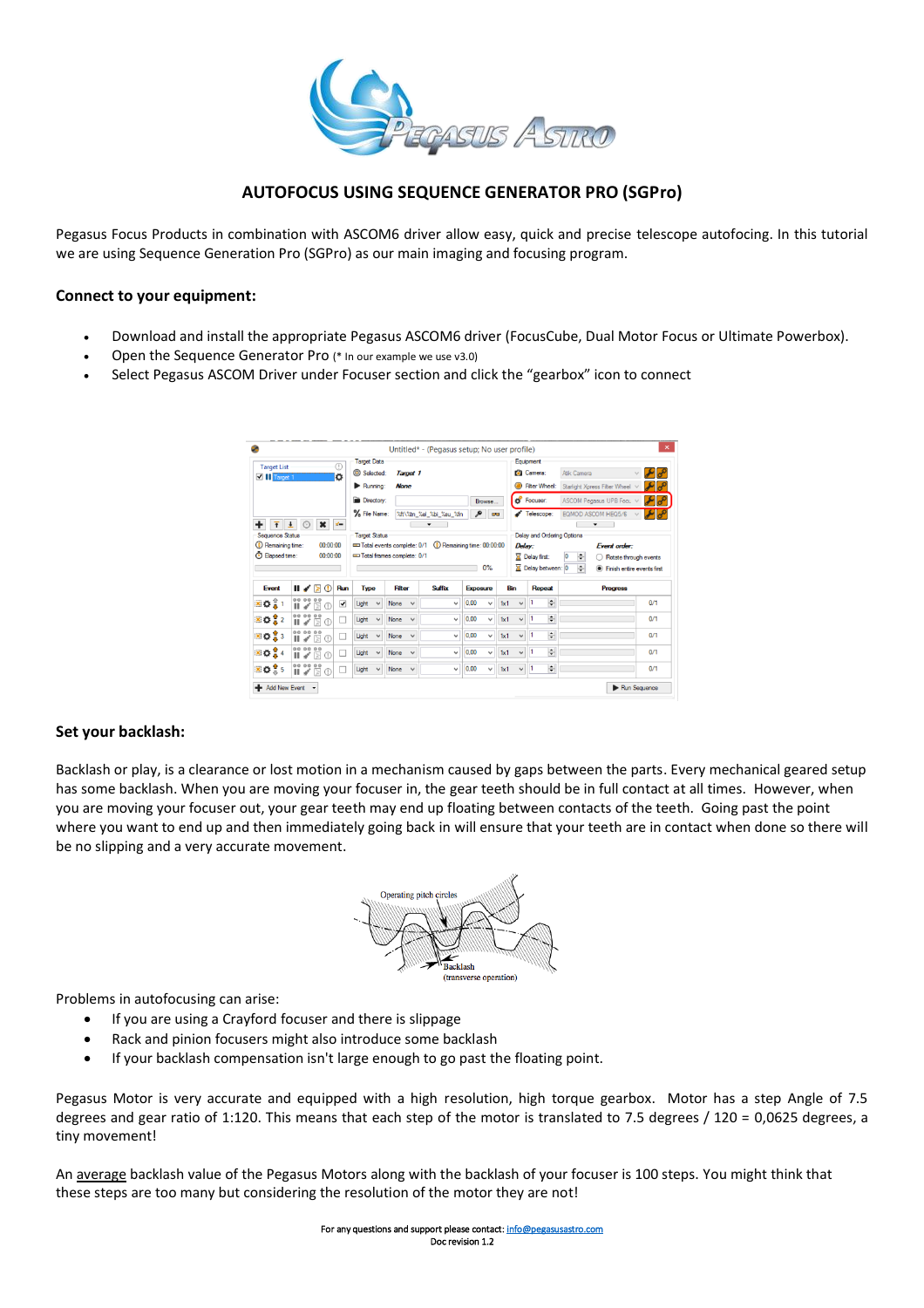# AUTOFOCUS USING SEQUENCE GENERATOR PRO (SGPro)

Pegasus Focus Products in combination with ASCOM6 driver allow easy, quick and precise telescope autofocing. In this tutorial we are using Sequence Generation Pro (SGPro) as our main imaging and focusing program.

## Connect to your equipment:

- Download and install the appropriate Pegasus ASCOM6 driver (FocusCube, Dual Motor Focus or Ultimate Powerbox).
- Open the Sequence Generator Pro (* In our example we use v3.0)
- Select Pegasus ASCOM Driver under Focuser section and click the "gearbox" icon to connect

## Set your backlash:

Backlash or play, is a clearance or lost motion in a mechanism caused by gaps between the parts. Every mechanical geared setup has some backlash. When you are moving your focuser in, the gear teeth should be in full contact at all times. However, when you are moving your focuser out, your gear teeth may end up floating between contacts of the teeth. Going past the point where you want to end up and then immediately going back in will ensure that your teeth are in contact when done so there will be no slipping and a very accurate movement.

Problems in autofocusing can arise:

- If you are using a Crayford focuser and there is slippage
- Rack and pinion focusers might also introduce some backlash
- If your backlash compensation isn't large enough to go past the floating point.

Pegasus Motor is very accurate and equipped with a high resolution, high torque gearbox. Motor has a step Angle of 7.5 degrees and gear ratio of 1:120. This means that each step of the motor is translated to 7.5 degrees / 120 = 0,0625 degrees, a tiny movement!

An average backlash value of the Pegasus Motors along with the backlash of your focuser is 100 steps. You might think that these steps are too many but considering the resolution of the motor they are not!

For any questions and support please contact: info@pegasusastro.com

Doc revision 1.2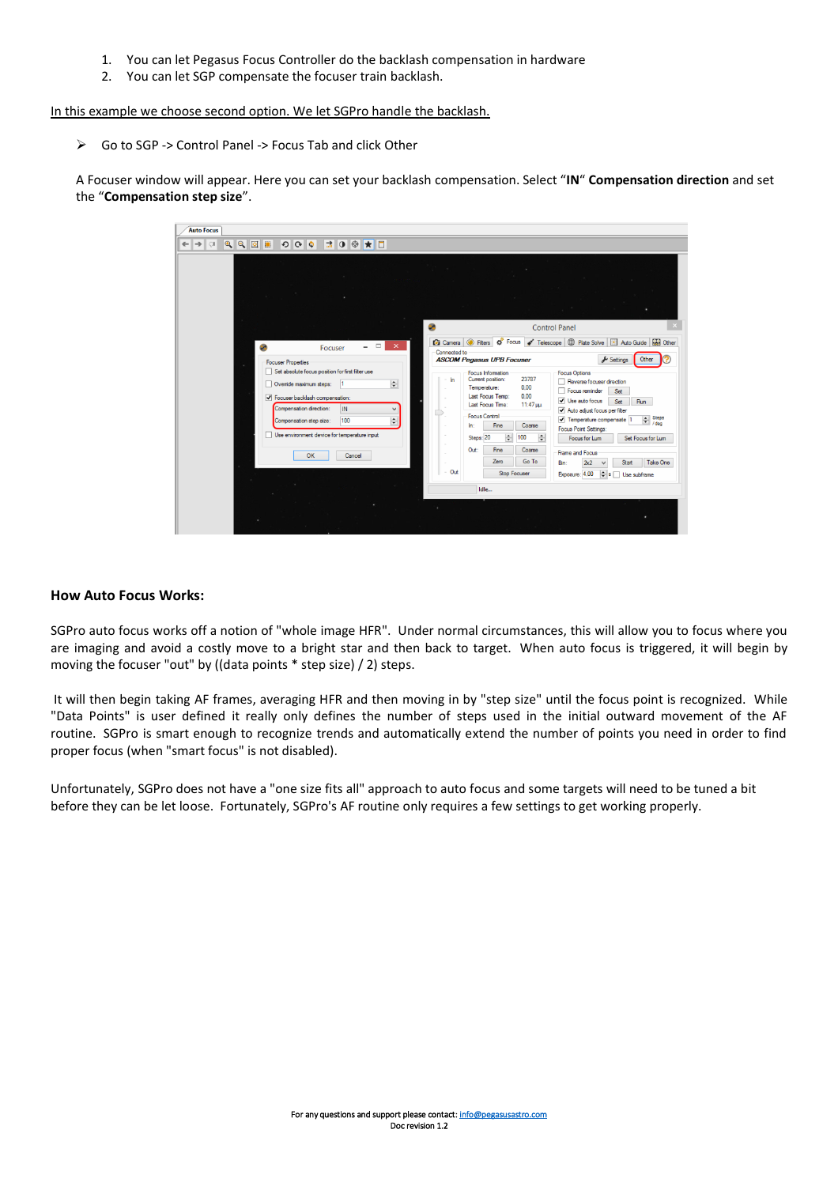1. You can let Pegasus Focus Controller do the backlash compensation in hardware
2. You can let SGP compensate the focuser train backlash.

In this example we choose second option. We let SGPro handle the backlash.

- Go to SGP -> Control Panel -> Focus Tab and click Other

A Focuser window will appear. Here you can set your backlash compensation. Select "**IN**" **Compensation direction** and set the "**Compensation step size**".

## How Auto Focus Works:

SGPro auto focus works off a notion of "whole image HFR". Under normal circumstances, this will allow you to focus where you are imaging and avoid a costly move to a bright star and then back to target. When auto focus is triggered, it will begin by moving the focuser "out" by ((data points * step size) / 2) steps.

It will then begin taking AF frames, averaging HFR and then moving in by "step size" until the focus point is recognized. While "Data Points" is user defined it really only defines the number of steps used in the initial outward movement of the AF routine. SGPro is smart enough to recognize trends and automatically extend the number of points you need in order to find proper focus (when "smart focus" is not disabled).

Unfortunately, SGPro does not have a "one size fits all" approach to auto focus and some targets will need to be tuned a bit before they can be let loose. Fortunately, SGPro's AF routine only requires a few settings to get working properly.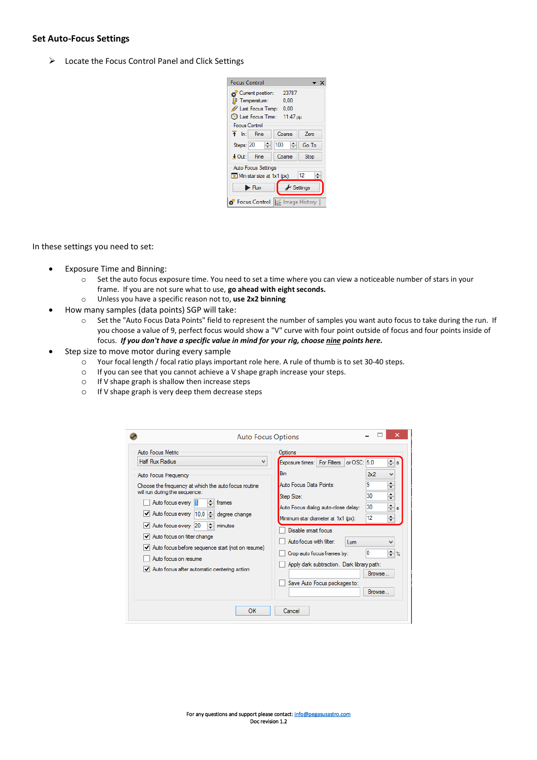## Set Auto-Focus Settings

- Locate the Focus Control Panel and Click Settings

In these settings you need to set:

- Exposure Time and Binning:
  - Set the auto focus exposure time. You need to set a time where you can view a noticeable number of stars in your frame. If you are not sure what to use, **go ahead with eight seconds.**
  - Unless you have a specific reason not to, **use 2x2 binning**
- How many samples (data points) SGP will take:
  - Set the "Auto Focus Data Points" field to represent the number of samples you want auto focus to take during the run. If you choose a value of 9, perfect focus would show a "V" curve with four point outside of focus and four points inside of focus. ***If you don't have a specific value in mind for your rig, choose <u>nine</u> points here.***
- Step size to move motor during every sample
  - Your focal length / focal ratio plays important role here. A rule of thumb is to set 30-40 steps.
  - If you can see that you cannot achieve a V shape graph increase your steps.
  - If V shape graph is shallow then increase steps
  - If V shape graph is very deep them decrease steps

For any questions and support please contact: info@pegasusastro.com
Doc revision 1.2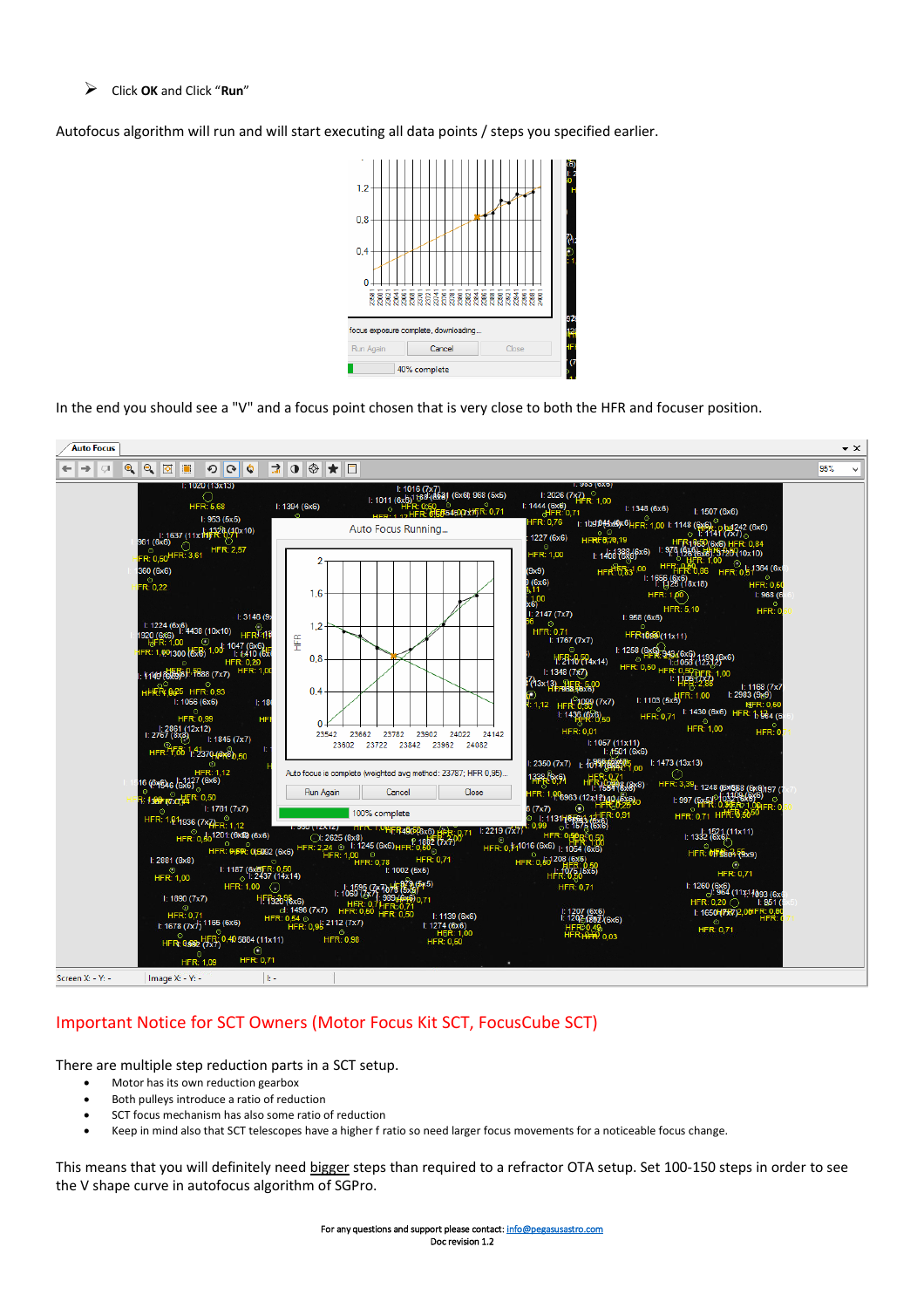- Click **OK** and Click "**Run**"

Autofocus algorithm will run and will start executing all data points / steps you specified earlier.

In the end you should see a "V" and a focus point chosen that is very close to both the HFR and focuser position.

## Important Notice for SCT Owners (Motor Focus Kit SCT, FocusCube SCT)

There are multiple step reduction parts in a SCT setup.

- Motor has its own reduction gearbox
- Both pulleys introduce a ratio of reduction
- SCT focus mechanism has also some ratio of reduction
- Keep in mind also that SCT telescopes have a higher f ratio so need larger focus movements for a noticeable focus change.

This means that you will definitely need bigger steps than required to a refractor OTA setup. Set 100-150 steps in order to see the V shape curve in autofocus algorithm of SGPro.

For any questions and support please contact: info@pegasusastro.com
Doc revision 1.2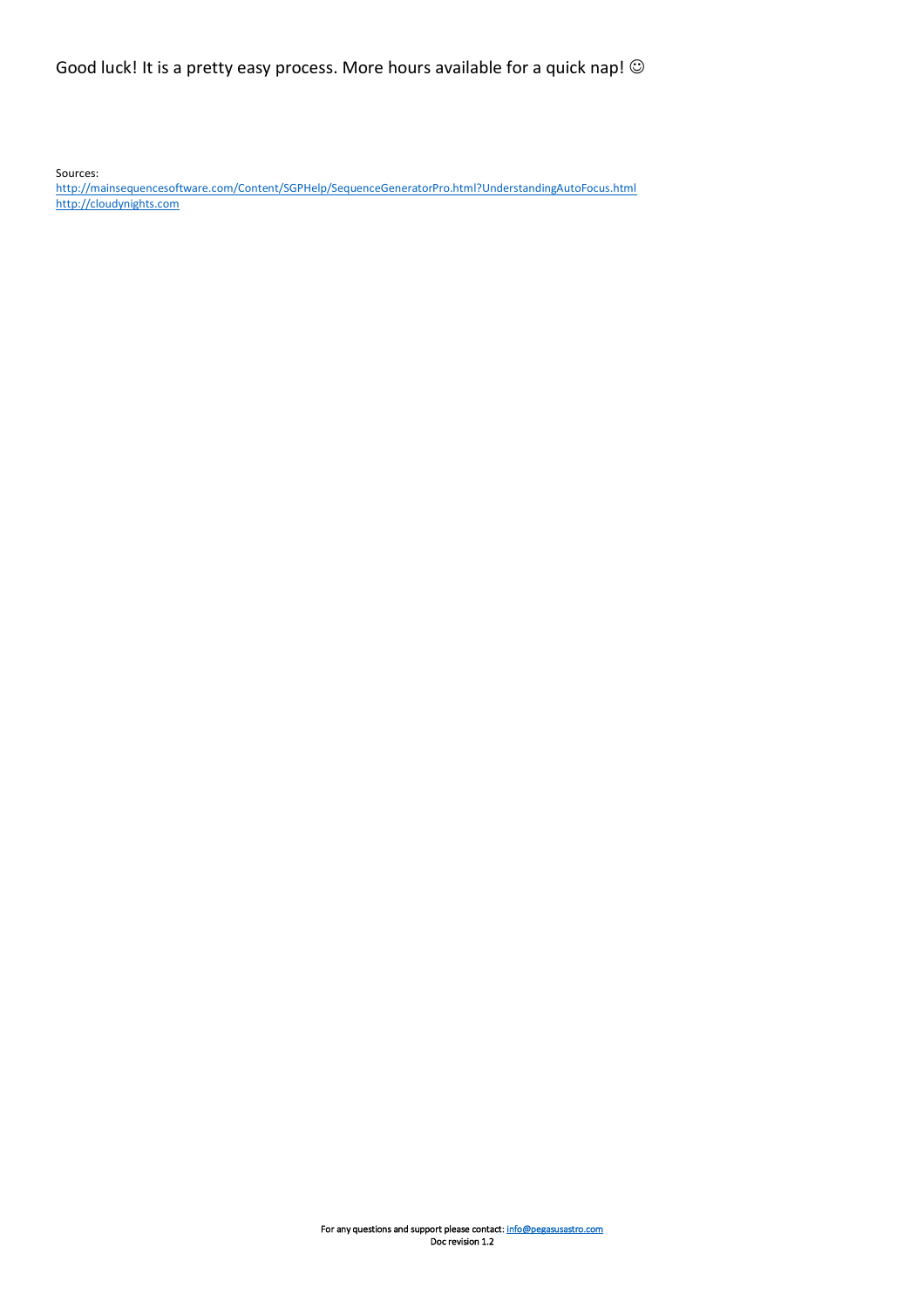Good luck! It is a pretty easy process. More hours available for a quick nap! ☺

Sources:
http://mainsequencesoftware.com/Content/SGPHelp/SequenceGeneratorPro.html?UnderstandingAutoFocus.html
http://cloudynights.com

For any questions and support please contact: info@pegasusastro.com
Doc revision 1.2